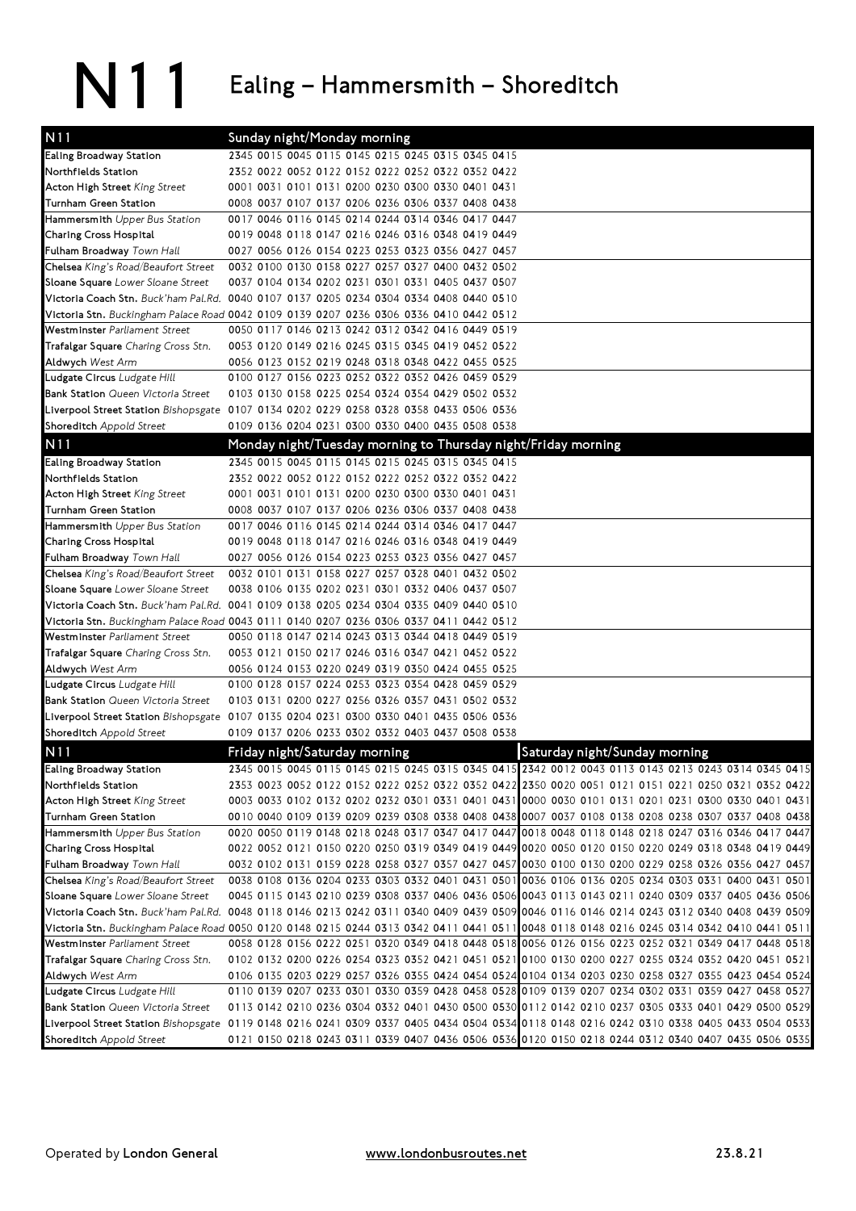# N11 Ealing – Hammersmith – Shoreditch

| N11 | Sunday night/Monday morning | | | | | | | | | |
|---|---|---|---|---|---|---|---|---|---|---|
| **Ealing Broadway Station** | 2345 | 0015 | 0045 | 0115 | 0145 | 0215 | 0245 | 0315 | 0345 | 0415 |
| **Northfields Station** | 2352 | 0022 | 0052 | 0122 | 0152 | 0222 | 0252 | 0322 | 0352 | 0422 |
| **Acton High Street** *King Street* | 0001 | 0031 | 0101 | 0131 | 0200 | 0230 | 0300 | 0330 | 0401 | 0431 |
| **Turnham Green Station** | 0008 | 0037 | 0107 | 0137 | 0206 | 0236 | 0306 | 0337 | 0408 | 0438 |
| **Hammersmith** *Upper Bus Station* | 0017 | 0046 | 0116 | 0145 | 0214 | 0244 | 0314 | 0346 | 0417 | 0447 |
| **Charing Cross Hospital** | 0019 | 0048 | 0118 | 0147 | 0216 | 0246 | 0316 | 0348 | 0419 | 0449 |
| **Fulham Broadway** *Town Hall* | 0027 | 0056 | 0126 | 0154 | 0223 | 0253 | 0323 | 0356 | 0427 | 0457 |
| **Chelsea** *King's Road/Beaufort Street* | 0032 | 0100 | 0130 | 0158 | 0227 | 0257 | 0327 | 0400 | 0432 | 0502 |
| **Sloane Square** *Lower Sloane Street* | 0037 | 0104 | 0134 | 0202 | 0231 | 0301 | 0331 | 0405 | 0437 | 0507 |
| **Victoria Coach Stn.** *Buck'ham Pal.Rd.* | 0040 | 0107 | 0137 | 0205 | 0234 | 0304 | 0334 | 0408 | 0440 | 0510 |
| **Victoria Stn.** *Buckingham Palace Road* | 0042 | 0109 | 0139 | 0207 | 0236 | 0306 | 0336 | 0410 | 0442 | 0512 |
| **Westminster** *Parliament Street* | 0050 | 0117 | 0146 | 0213 | 0242 | 0312 | 0342 | 0416 | 0449 | 0519 |
| **Trafalgar Square** *Charing Cross Stn.* | 0053 | 0120 | 0149 | 0216 | 0245 | 0315 | 0345 | 0419 | 0452 | 0522 |
| **Aldwych** *West Arm* | 0056 | 0123 | 0152 | 0219 | 0248 | 0318 | 0348 | 0422 | 0455 | 0525 |
| **Ludgate Circus** *Ludgate Hill* | 0100 | 0127 | 0156 | 0223 | 0252 | 0322 | 0352 | 0426 | 0459 | 0529 |
| **Bank Station** *Queen Victoria Street* | 0103 | 0130 | 0158 | 0225 | 0254 | 0324 | 0354 | 0429 | 0502 | 0532 |
| **Liverpool Street Station** *Bishopsgate* | 0107 | 0134 | 0202 | 0229 | 0258 | 0328 | 0358 | 0433 | 0506 | 0536 |
| **Shoreditch** *Appold Street* | 0109 | 0136 | 0204 | 0231 | 0300 | 0330 | 0400 | 0435 | 0508 | 0538 |

| N11 | Monday night/Tuesday morning to Thursday night/Friday morning | | | | | | | | | |
|---|---|---|---|---|---|---|---|---|---|---|
| **Ealing Broadway Station** | 2345 | 0015 | 0045 | 0115 | 0145 | 0215 | 0245 | 0315 | 0345 | 0415 |
| **Northfields Station** | 2352 | 0022 | 0052 | 0122 | 0152 | 0222 | 0252 | 0322 | 0352 | 0422 |
| **Acton High Street** *King Street* | 0001 | 0031 | 0101 | 0131 | 0200 | 0230 | 0300 | 0330 | 0401 | 0431 |
| **Turnham Green Station** | 0008 | 0037 | 0107 | 0137 | 0206 | 0236 | 0306 | 0337 | 0408 | 0438 |
| **Hammersmith** *Upper Bus Station* | 0017 | 0046 | 0116 | 0145 | 0214 | 0244 | 0314 | 0346 | 0417 | 0447 |
| **Charing Cross Hospital** | 0019 | 0048 | 0118 | 0147 | 0216 | 0246 | 0316 | 0348 | 0419 | 0449 |
| **Fulham Broadway** *Town Hall* | 0027 | 0056 | 0126 | 0154 | 0223 | 0253 | 0323 | 0356 | 0427 | 0457 |
| **Chelsea** *King's Road/Beaufort Street* | 0032 | 0101 | 0131 | 0158 | 0227 | 0257 | 0328 | 0401 | 0432 | 0502 |
| **Sloane Square** *Lower Sloane Street* | 0038 | 0106 | 0135 | 0202 | 0231 | 0301 | 0332 | 0406 | 0437 | 0507 |
| **Victoria Coach Stn.** *Buck'ham Pal.Rd.* | 0041 | 0109 | 0138 | 0205 | 0234 | 0304 | 0335 | 0409 | 0440 | 0510 |
| **Victoria Stn.** *Buckingham Palace Road* | 0043 | 0111 | 0140 | 0207 | 0236 | 0306 | 0337 | 0411 | 0442 | 0512 |
| **Westminster** *Parliament Street* | 0050 | 0118 | 0147 | 0214 | 0243 | 0313 | 0344 | 0418 | 0449 | 0519 |
| **Trafalgar Square** *Charing Cross Stn.* | 0053 | 0121 | 0150 | 0217 | 0246 | 0316 | 0347 | 0421 | 0452 | 0522 |
| **Aldwych** *West Arm* | 0056 | 0124 | 0153 | 0220 | 0249 | 0319 | 0350 | 0424 | 0455 | 0525 |
| **Ludgate Circus** *Ludgate Hill* | 0100 | 0128 | 0157 | 0224 | 0253 | 0323 | 0354 | 0428 | 0459 | 0529 |
| **Bank Station** *Queen Victoria Street* | 0103 | 0131 | 0200 | 0227 | 0256 | 0326 | 0357 | 0431 | 0502 | 0532 |
| **Liverpool Street Station** *Bishopsgate* | 0107 | 0135 | 0204 | 0231 | 0300 | 0330 | 0401 | 0435 | 0506 | 0536 |
| **Shoreditch** *Appold Street* | 0109 | 0137 | 0206 | 0233 | 0302 | 0332 | 0403 | 0437 | 0508 | 0538 |

| N11 | Friday night/Saturday morning | | | | | | | | | | Saturday night/Sunday morning | | | | | | | | | |
|---|---|---|---|---|---|---|---|---|---|---|---|---|---|---|---|---|---|---|---|---|
| **Ealing Broadway Station** | 2345 | 0015 | 0045 | 0115 | 0145 | 0215 | 0245 | 0315 | 0345 | 0415 | 2342 | 0012 | 0043 | 0113 | 0143 | 0213 | 0243 | 0314 | 0345 | 0415 |
| **Northfields Station** | 2353 | 0023 | 0052 | 0122 | 0152 | 0222 | 0252 | 0322 | 0352 | 0422 | 2350 | 0020 | 0051 | 0121 | 0151 | 0221 | 0250 | 0321 | 0352 | 0422 |
| **Acton High Street** *King Street* | 0003 | 0033 | 0102 | 0132 | 0202 | 0232 | 0301 | 0331 | 0401 | 0431 | 0000 | 0030 | 0101 | 0131 | 0201 | 0231 | 0300 | 0330 | 0401 | 0431 |
| **Turnham Green Station** | 0010 | 0040 | 0109 | 0139 | 0209 | 0239 | 0308 | 0338 | 0408 | 0438 | 0007 | 0037 | 0108 | 0138 | 0208 | 0238 | 0307 | 0337 | 0408 | 0438 |
| **Hammersmith** *Upper Bus Station* | 0020 | 0050 | 0119 | 0148 | 0218 | 0248 | 0317 | 0347 | 0417 | 0447 | 0018 | 0048 | 0118 | 0148 | 0218 | 0247 | 0316 | 0346 | 0417 | 0447 |
| **Charing Cross Hospital** | 0022 | 0052 | 0121 | 0150 | 0220 | 0250 | 0319 | 0349 | 0419 | 0449 | 0020 | 0050 | 0120 | 0150 | 0220 | 0249 | 0318 | 0348 | 0419 | 0449 |
| **Fulham Broadway** *Town Hall* | 0032 | 0102 | 0131 | 0159 | 0228 | 0258 | 0327 | 0357 | 0427 | 0457 | 0030 | 0100 | 0130 | 0200 | 0229 | 0258 | 0326 | 0356 | 0427 | 0457 |
| **Chelsea** *King's Road/Beaufort Street* | 0038 | 0108 | 0136 | 0204 | 0233 | 0303 | 0332 | 0401 | 0431 | 0501 | 0036 | 0106 | 0136 | 0205 | 0234 | 0303 | 0331 | 0400 | 0431 | 0501 |
| **Sloane Square** *Lower Sloane Street* | 0045 | 0115 | 0143 | 0210 | 0239 | 0308 | 0337 | 0406 | 0436 | 0506 | 0043 | 0113 | 0143 | 0211 | 0240 | 0309 | 0337 | 0405 | 0436 | 0506 |
| **Victoria Coach Stn.** *Buck'ham Pal.Rd.* | 0048 | 0118 | 0146 | 0213 | 0242 | 0311 | 0340 | 0409 | 0439 | 0509 | 0046 | 0116 | 0146 | 0214 | 0243 | 0312 | 0340 | 0408 | 0439 | 0509 |
| **Victoria Stn.** *Buckingham Palace Road* | 0050 | 0120 | 0148 | 0215 | 0244 | 0313 | 0342 | 0411 | 0441 | 0511 | 0048 | 0118 | 0148 | 0216 | 0245 | 0314 | 0342 | 0410 | 0441 | 0511 |
| **Westminster** *Parliament Street* | 0058 | 0128 | 0156 | 0222 | 0251 | 0320 | 0349 | 0418 | 0448 | 0518 | 0056 | 0126 | 0156 | 0223 | 0252 | 0321 | 0349 | 0417 | 0448 | 0518 |
| **Trafalgar Square** *Charing Cross Stn.* | 0102 | 0132 | 0200 | 0226 | 0254 | 0323 | 0352 | 0421 | 0451 | 0521 | 0100 | 0130 | 0200 | 0227 | 0255 | 0324 | 0352 | 0420 | 0451 | 0521 |
| **Aldwych** *West Arm* | 0106 | 0135 | 0203 | 0229 | 0257 | 0326 | 0355 | 0424 | 0454 | 0524 | 0104 | 0134 | 0203 | 0230 | 0258 | 0327 | 0355 | 0423 | 0454 | 0524 |
| **Ludgate Circus** *Ludgate Hill* | 0110 | 0139 | 0207 | 0233 | 0301 | 0330 | 0359 | 0428 | 0458 | 0528 | 0109 | 0139 | 0207 | 0234 | 0302 | 0331 | 0359 | 0427 | 0458 | 0527 |
| **Bank Station** *Queen Victoria Street* | 0113 | 0142 | 0210 | 0236 | 0304 | 0332 | 0401 | 0430 | 0500 | 0530 | 0112 | 0142 | 0210 | 0237 | 0305 | 0333 | 0401 | 0429 | 0500 | 0529 |
| **Liverpool Street Station** *Bishopsgate* | 0119 | 0148 | 0216 | 0241 | 0309 | 0337 | 0405 | 0434 | 0504 | 0534 | 0118 | 0148 | 0216 | 0242 | 0310 | 0338 | 0405 | 0433 | 0504 | 0533 |
| **Shoreditch** *Appold Street* | 0121 | 0150 | 0218 | 0243 | 0311 | 0339 | 0407 | 0436 | 0506 | 0536 | 0120 | 0150 | 0218 | 0244 | 0312 | 0340 | 0407 | 0435 | 0506 | 0535 |

Operated by **London General** www.londonbusroutes.net **23.8.21**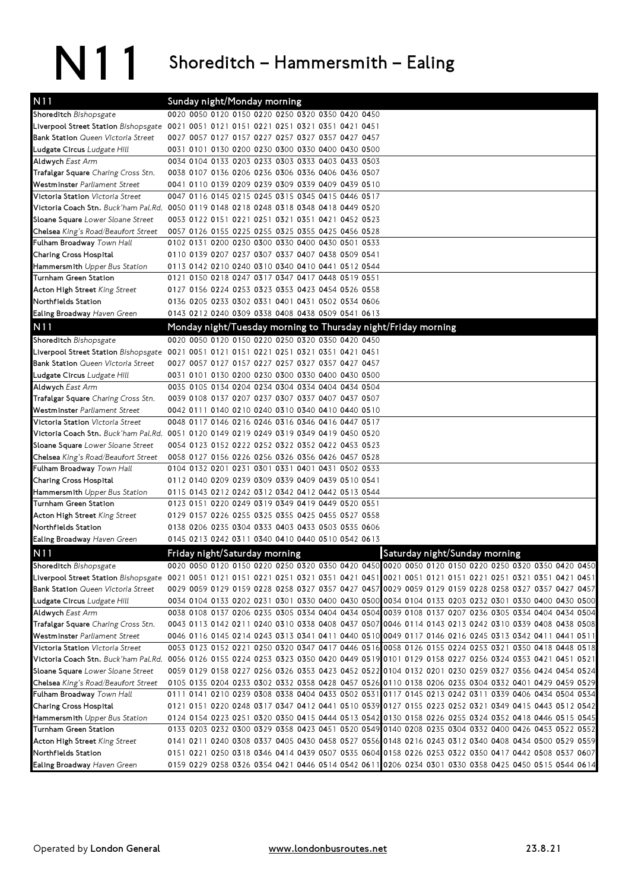# N11 Shoreditch – Hammersmith – Ealing

## N11 Sunday night/Monday morning

| N11 | | | | | | | | | | |
|---|---|---|---|---|---|---|---|---|---|---|
| **Shoreditch** *Bishopsgate* | 0020 | 0050 | 0120 | 0150 | 0220 | 0250 | 0320 | 0350 | 0420 | 0450 |
| **Liverpool Street Station** *Bishopsgate* | 0021 | 0051 | 0121 | 0151 | 0221 | 0251 | 0321 | 0351 | 0421 | 0451 |
| **Bank Station** *Queen Victoria Street* | 0027 | 0057 | 0127 | 0157 | 0227 | 0257 | 0327 | 0357 | 0427 | 0457 |
| **Ludgate Circus** *Ludgate Hill* | 0031 | 0101 | 0130 | 0200 | 0230 | 0300 | 0330 | 0400 | 0430 | 0500 |
| **Aldwych** *East Arm* | 0034 | 0104 | 0133 | 0203 | 0233 | 0303 | 0333 | 0403 | 0433 | 0503 |
| **Trafalgar Square** *Charing Cross Stn.* | 0038 | 0107 | 0136 | 0206 | 0236 | 0306 | 0336 | 0406 | 0436 | 0507 |
| **Westminster** *Parliament Street* | 0041 | 0110 | 0139 | 0209 | 0239 | 0309 | 0339 | 0409 | 0439 | 0510 |
| **Victoria Station** *Victoria Street* | 0047 | 0116 | 0145 | 0215 | 0245 | 0315 | 0345 | 0415 | 0446 | 0517 |
| **Victoria Coach Stn.** *Buck'ham Pal.Rd.* | 0050 | 0119 | 0148 | 0218 | 0248 | 0318 | 0348 | 0418 | 0449 | 0520 |
| **Sloane Square** *Lower Sloane Street* | 0053 | 0122 | 0151 | 0221 | 0251 | 0321 | 0351 | 0421 | 0452 | 0523 |
| **Chelsea** *King's Road/Beaufort Street* | 0057 | 0126 | 0155 | 0225 | 0255 | 0325 | 0355 | 0425 | 0456 | 0528 |
| **Fulham Broadway** *Town Hall* | 0102 | 0131 | 0200 | 0230 | 0300 | 0330 | 0400 | 0430 | 0501 | 0533 |
| **Charing Cross Hospital** | 0110 | 0139 | 0207 | 0237 | 0307 | 0337 | 0407 | 0438 | 0509 | 0541 |
| **Hammersmith** *Upper Bus Station* | 0113 | 0142 | 0210 | 0240 | 0310 | 0340 | 0410 | 0441 | 0512 | 0544 |
| **Turnham Green Station** | 0121 | 0150 | 0218 | 0247 | 0317 | 0347 | 0417 | 0448 | 0519 | 0551 |
| **Acton High Street** *King Street* | 0127 | 0156 | 0224 | 0253 | 0323 | 0353 | 0423 | 0454 | 0526 | 0558 |
| **Northfields Station** | 0136 | 0205 | 0233 | 0302 | 0331 | 0401 | 0431 | 0502 | 0534 | 0606 |
| **Ealing Broadway** *Haven Green* | 0143 | 0212 | 0240 | 0309 | 0338 | 0408 | 0438 | 0509 | 0541 | 0613 |

## N11 Monday night/Tuesday morning to Thursday night/Friday morning

| N11 | | | | | | | | | | |
|---|---|---|---|---|---|---|---|---|---|---|
| **Shoreditch** *Bishopsgate* | 0020 | 0050 | 0120 | 0150 | 0220 | 0250 | 0320 | 0350 | 0420 | 0450 |
| **Liverpool Street Station** *Bishopsgate* | 0021 | 0051 | 0121 | 0151 | 0221 | 0251 | 0321 | 0351 | 0421 | 0451 |
| **Bank Station** *Queen Victoria Street* | 0027 | 0057 | 0127 | 0157 | 0227 | 0257 | 0327 | 0357 | 0427 | 0457 |
| **Ludgate Circus** *Ludgate Hill* | 0031 | 0101 | 0130 | 0200 | 0230 | 0300 | 0330 | 0400 | 0430 | 0500 |
| **Aldwych** *East Arm* | 0035 | 0105 | 0134 | 0204 | 0234 | 0304 | 0334 | 0404 | 0434 | 0504 |
| **Trafalgar Square** *Charing Cross Stn.* | 0039 | 0108 | 0137 | 0207 | 0237 | 0307 | 0337 | 0407 | 0437 | 0507 |
| **Westminster** *Parliament Street* | 0042 | 0111 | 0140 | 0210 | 0240 | 0310 | 0340 | 0410 | 0440 | 0510 |
| **Victoria Station** *Victoria Street* | 0048 | 0117 | 0146 | 0216 | 0246 | 0316 | 0346 | 0416 | 0447 | 0517 |
| **Victoria Coach Stn.** *Buck'ham Pal.Rd.* | 0051 | 0120 | 0149 | 0219 | 0249 | 0319 | 0349 | 0419 | 0450 | 0520 |
| **Sloane Square** *Lower Sloane Street* | 0054 | 0123 | 0152 | 0222 | 0252 | 0322 | 0352 | 0422 | 0453 | 0523 |
| **Chelsea** *King's Road/Beaufort Street* | 0058 | 0127 | 0156 | 0226 | 0256 | 0326 | 0356 | 0426 | 0457 | 0528 |
| **Fulham Broadway** *Town Hall* | 0104 | 0132 | 0201 | 0231 | 0301 | 0331 | 0401 | 0431 | 0502 | 0533 |
| **Charing Cross Hospital** | 0112 | 0140 | 0209 | 0239 | 0309 | 0339 | 0409 | 0439 | 0510 | 0541 |
| **Hammersmith** *Upper Bus Station* | 0115 | 0143 | 0212 | 0242 | 0312 | 0342 | 0412 | 0442 | 0513 | 0544 |
| **Turnham Green Station** | 0123 | 0151 | 0220 | 0249 | 0319 | 0349 | 0419 | 0449 | 0520 | 0551 |
| **Acton High Street** *King Street* | 0129 | 0157 | 0226 | 0255 | 0325 | 0355 | 0425 | 0455 | 0527 | 0558 |
| **Northfields Station** | 0138 | 0206 | 0235 | 0304 | 0333 | 0403 | 0433 | 0503 | 0535 | 0606 |
| **Ealing Broadway** *Haven Green* | 0145 | 0213 | 0242 | 0311 | 0340 | 0410 | 0440 | 0510 | 0542 | 0613 |

## N11 Friday night/Saturday morning — Saturday night/Sunday morning

| N11 | Friday night/Saturday morning | | | | | | | | | | Saturday night/Sunday morning | | | | | | | | | |
|---|---|---|---|---|---|---|---|---|---|---|---|---|---|---|---|---|---|---|---|---|
| **Shoreditch** *Bishopsgate* | 0020 | 0050 | 0120 | 0150 | 0220 | 0250 | 0320 | 0350 | 0420 | 0450 | 0020 | 0050 | 0120 | 0150 | 0220 | 0250 | 0320 | 0350 | 0420 | 0450 |
| **Liverpool Street Station** *Bishopsgate* | 0021 | 0051 | 0121 | 0151 | 0221 | 0251 | 0321 | 0351 | 0421 | 0451 | 0021 | 0051 | 0121 | 0151 | 0221 | 0251 | 0321 | 0351 | 0421 | 0451 |
| **Bank Station** *Queen Victoria Street* | 0029 | 0059 | 0129 | 0159 | 0228 | 0258 | 0327 | 0357 | 0427 | 0457 | 0029 | 0059 | 0129 | 0159 | 0228 | 0258 | 0327 | 0357 | 0427 | 0457 |
| **Ludgate Circus** *Ludgate Hill* | 0034 | 0104 | 0133 | 0202 | 0231 | 0301 | 0330 | 0400 | 0430 | 0500 | 0034 | 0104 | 0133 | 0203 | 0232 | 0301 | 0330 | 0400 | 0430 | 0500 |
| **Aldwych** *East Arm* | 0038 | 0108 | 0137 | 0206 | 0235 | 0305 | 0334 | 0404 | 0434 | 0504 | 0039 | 0108 | 0137 | 0207 | 0236 | 0305 | 0334 | 0404 | 0434 | 0504 |
| **Trafalgar Square** *Charing Cross Stn.* | 0043 | 0113 | 0142 | 0211 | 0240 | 0310 | 0338 | 0408 | 0437 | 0507 | 0046 | 0114 | 0143 | 0213 | 0242 | 0310 | 0339 | 0408 | 0438 | 0508 |
| **Westminster** *Parliament Street* | 0046 | 0116 | 0145 | 0214 | 0243 | 0313 | 0341 | 0411 | 0440 | 0510 | 0049 | 0117 | 0146 | 0216 | 0245 | 0313 | 0342 | 0411 | 0441 | 0511 |
| **Victoria Station** *Victoria Street* | 0053 | 0123 | 0152 | 0221 | 0250 | 0320 | 0347 | 0417 | 0446 | 0516 | 0058 | 0126 | 0155 | 0224 | 0253 | 0321 | 0350 | 0418 | 0448 | 0518 |
| **Victoria Coach Stn.** *Buck'ham Pal.Rd.* | 0056 | 0126 | 0155 | 0224 | 0253 | 0323 | 0350 | 0420 | 0449 | 0519 | 0101 | 0129 | 0158 | 0227 | 0256 | 0324 | 0353 | 0421 | 0451 | 0521 |
| **Sloane Square** *Lower Sloane Street* | 0059 | 0129 | 0158 | 0227 | 0256 | 0326 | 0353 | 0423 | 0452 | 0522 | 0104 | 0132 | 0201 | 0230 | 0259 | 0327 | 0356 | 0424 | 0454 | 0524 |
| **Chelsea** *King's Road/Beaufort Street* | 0105 | 0135 | 0204 | 0233 | 0302 | 0332 | 0358 | 0428 | 0457 | 0526 | 0110 | 0138 | 0206 | 0235 | 0304 | 0332 | 0401 | 0429 | 0459 | 0529 |
| **Fulham Broadway** *Town Hall* | 0111 | 0141 | 0210 | 0239 | 0308 | 0338 | 0404 | 0433 | 0502 | 0531 | 0117 | 0145 | 0213 | 0242 | 0311 | 0339 | 0406 | 0434 | 0504 | 0534 |
| **Charing Cross Hospital** | 0121 | 0151 | 0220 | 0248 | 0317 | 0347 | 0412 | 0441 | 0510 | 0539 | 0127 | 0155 | 0223 | 0252 | 0321 | 0349 | 0415 | 0443 | 0512 | 0542 |
| **Hammersmith** *Upper Bus Station* | 0124 | 0154 | 0223 | 0251 | 0320 | 0350 | 0415 | 0444 | 0513 | 0542 | 0130 | 0158 | 0226 | 0255 | 0324 | 0352 | 0418 | 0446 | 0515 | 0545 |
| **Turnham Green Station** | 0133 | 0203 | 0232 | 0300 | 0329 | 0358 | 0423 | 0451 | 0520 | 0549 | 0140 | 0208 | 0235 | 0304 | 0332 | 0400 | 0426 | 0453 | 0522 | 0552 |
| **Acton High Street** *King Street* | 0141 | 0211 | 0240 | 0308 | 0337 | 0405 | 0430 | 0458 | 0527 | 0556 | 0148 | 0216 | 0243 | 0312 | 0340 | 0408 | 0434 | 0500 | 0529 | 0559 |
| **Northfields Station** | 0151 | 0221 | 0250 | 0318 | 0346 | 0414 | 0439 | 0507 | 0535 | 0604 | 0158 | 0226 | 0253 | 0322 | 0350 | 0417 | 0442 | 0508 | 0537 | 0607 |
| **Ealing Broadway** *Haven Green* | 0159 | 0229 | 0258 | 0326 | 0354 | 0421 | 0446 | 0514 | 0542 | 0611 | 0206 | 0234 | 0301 | 0330 | 0358 | 0425 | 0450 | 0515 | 0544 | 0614 |

Operated by **London General** www.londonbusroutes.net 23.8.21